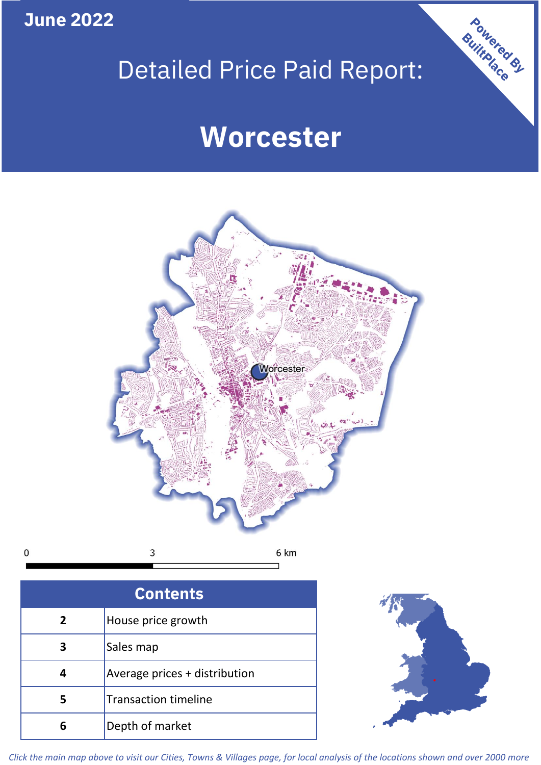June 2022

# Detailed Price Paid Report:

# Worcester

Powered By BuiltPlace

| Contents | |
|---|---|
| 2 | House price growth |
| 3 | Sales map |
| 4 | Average prices + distribution |
| 5 | Transaction timeline |
| 6 | Depth of market |

*Click the main map above to visit our Cities, Towns & Villages page, for local analysis of the locations shown and over 2000 more*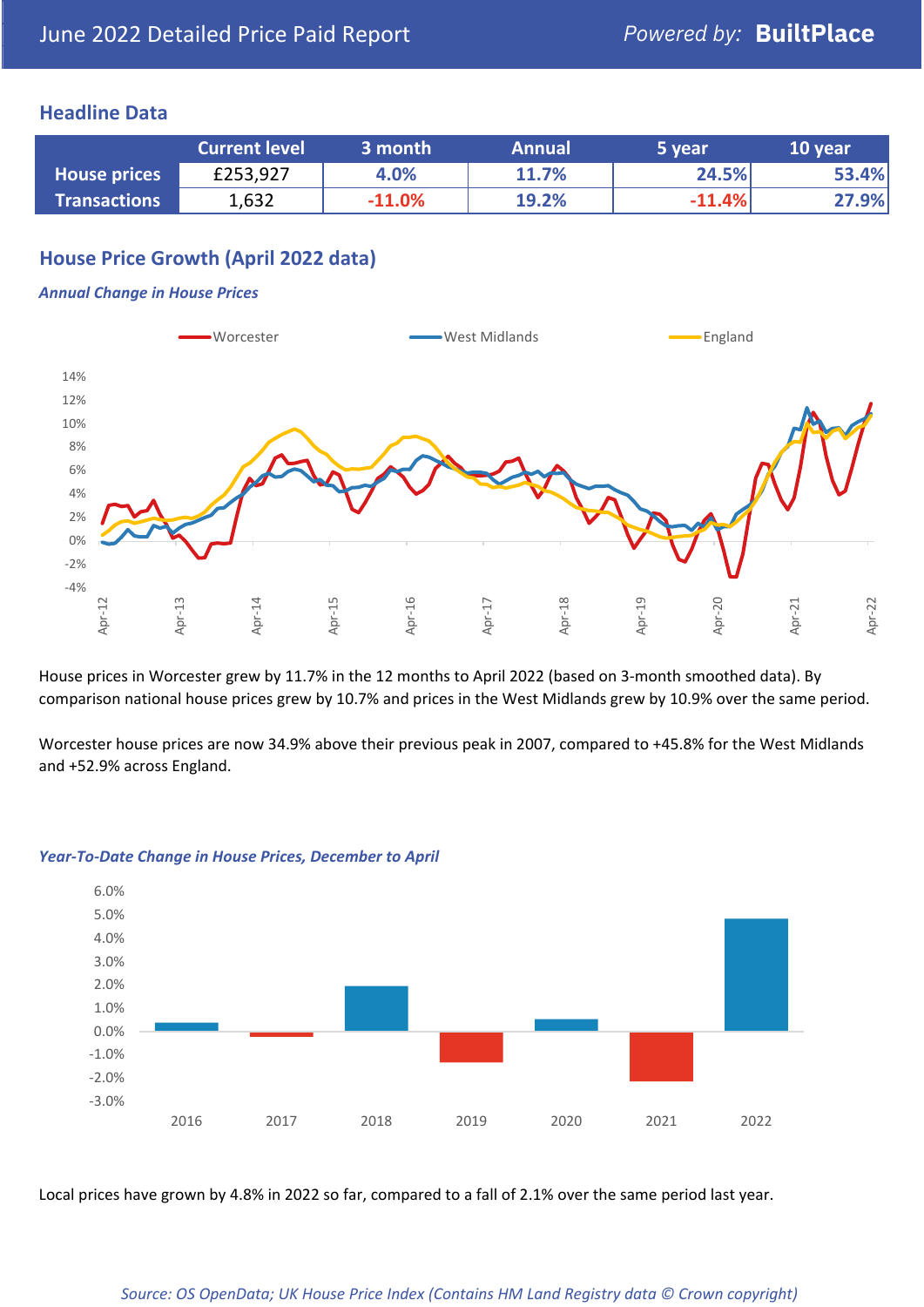June 2022 Detailed Price Paid Report

*Powered by:* **BuiltPlace**

## Headline Data

| | Current level | 3 month | Annual | 5 year | 10 year |
|---|---|---|---|---|---|
| **House prices** | £253,927 | 4.0% | 11.7% | 24.5% | 53.4% |
| **Transactions** | 1,632 | -11.0% | 19.2% | -11.4% | 27.9% |

## House Price Growth (April 2022 data)

***Annual Change in House Prices***

House prices in Worcester grew by 11.7% in the 12 months to April 2022 (based on 3-month smoothed data). By comparison national house prices grew by 10.7% and prices in the West Midlands grew by 10.9% over the same period.

Worcester house prices are now 34.9% above their previous peak in 2007, compared to +45.8% for the West Midlands and +52.9% across England.

***Year-To-Date Change in House Prices, December to April***

Local prices have grown by 4.8% in 2022 so far, compared to a fall of 2.1% over the same period last year.

*Source: OS OpenData; UK House Price Index (Contains HM Land Registry data © Crown copyright)*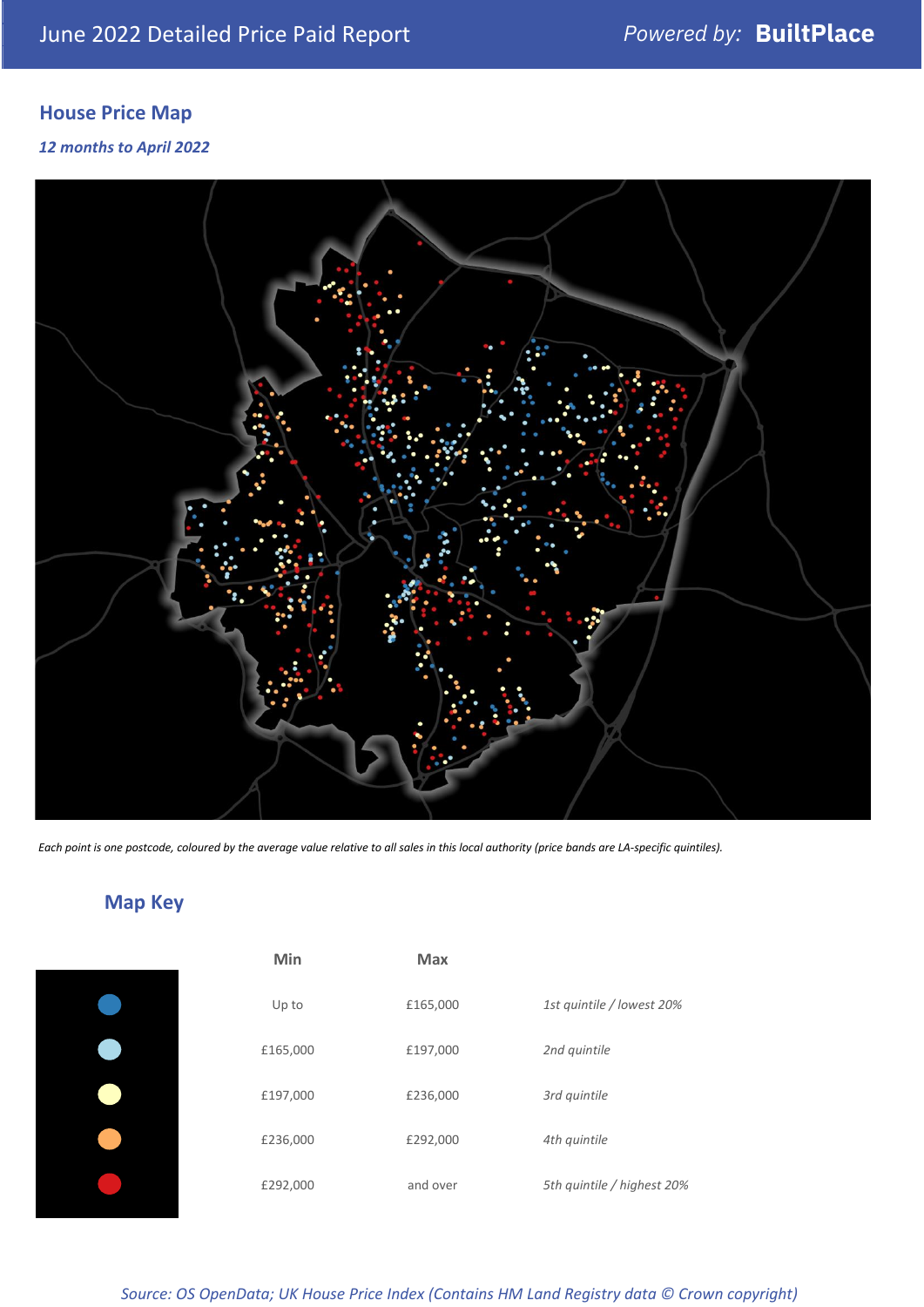# June 2022 Detailed Price Paid Report

*Powered by:* **BuiltPlace**

## House Price Map

*12 months to April 2022*

*Each point is one postcode, coloured by the average value relative to all sales in this local authority (price bands are LA-specific quintiles).*

## Map Key

| | Min | Max | |
|---|---|---|---|
| Dark blue | Up to | £165,000 | *1st quintile / lowest 20%* |
| Light blue | £165,000 | £197,000 | *2nd quintile* |
| Pale yellow | £197,000 | £236,000 | *3rd quintile* |
| Orange | £236,000 | £292,000 | *4th quintile* |
| Red | £292,000 | and over | *5th quintile / highest 20%* |

*Source: OS OpenData; UK House Price Index (Contains HM Land Registry data © Crown copyright)*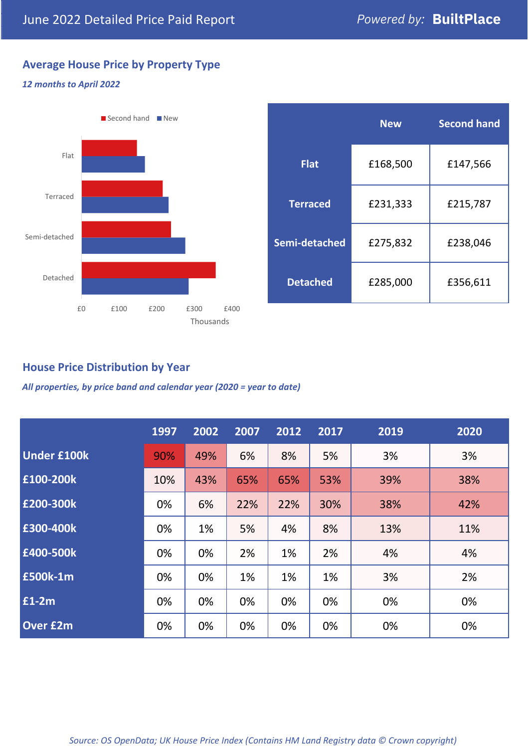June 2022 Detailed Price Paid Report

*Powered by:* **BuiltPlace**

## Average House Price by Property Type

***12 months to April 2022***

| | New | Second hand |
|---|---|---|
| **Flat** | £168,500 | £147,566 |
| **Terraced** | £231,333 | £215,787 |
| **Semi-detached** | £275,832 | £238,046 |
| **Detached** | £285,000 | £356,611 |

## House Price Distribution by Year

***All properties, by price band and calendar year (2020 = year to date)***

| | 1997 | 2002 | 2007 | 2012 | 2017 | 2019 | 2020 |
|---|---|---|---|---|---|---|---|
| **Under £100k** | 90% | 49% | 6% | 8% | 5% | 3% | 3% |
| **£100-200k** | 10% | 43% | 65% | 65% | 53% | 39% | 38% |
| **£200-300k** | 0% | 6% | 22% | 22% | 30% | 38% | 42% |
| **£300-400k** | 0% | 1% | 5% | 4% | 8% | 13% | 11% |
| **£400-500k** | 0% | 0% | 2% | 1% | 2% | 4% | 4% |
| **£500k-1m** | 0% | 0% | 1% | 1% | 1% | 3% | 2% |
| **£1-2m** | 0% | 0% | 0% | 0% | 0% | 0% | 0% |
| **Over £2m** | 0% | 0% | 0% | 0% | 0% | 0% | 0% |

*Source: OS OpenData; UK House Price Index (Contains HM Land Registry data © Crown copyright)*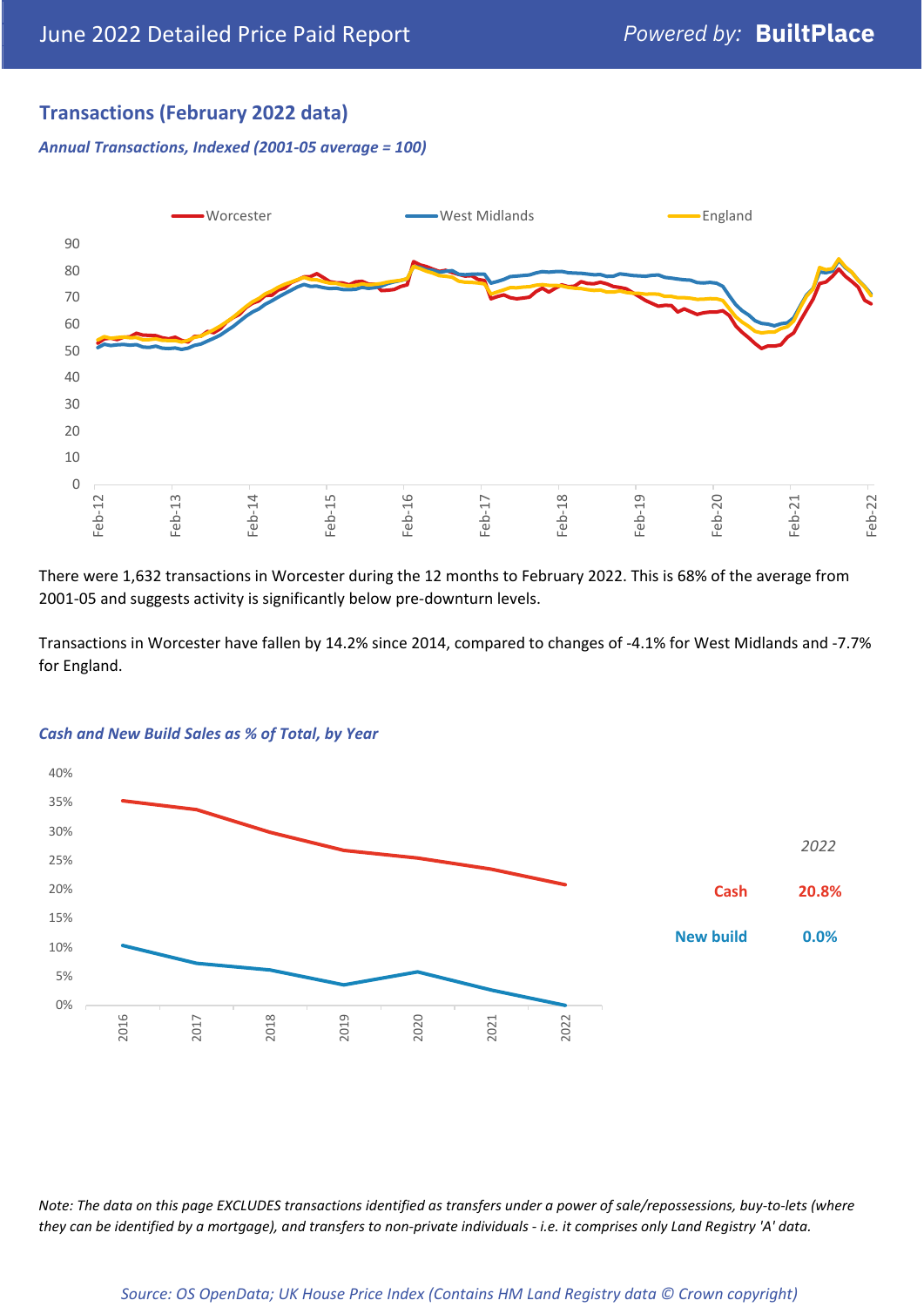## Transactions (February 2022 data)

***Annual Transactions, Indexed (2001-05 average = 100)***

There were 1,632 transactions in Worcester during the 12 months to February 2022. This is 68% of the average from 2001-05 and suggests activity is significantly below pre-downturn levels.

Transactions in Worcester have fallen by 14.2% since 2014, compared to changes of -4.1% for West Midlands and -7.7% for England.

***Cash and New Build Sales as % of Total, by Year***

| 2022 | |
|---|---|
| Cash | 20.8% |
| New build | 0.0% |

*Note: The data on this page EXCLUDES transactions identified as transfers under a power of sale/repossessions, buy-to-lets (where they can be identified by a mortgage), and transfers to non-private individuals - i.e. it comprises only Land Registry 'A' data.*

*Source: OS OpenData; UK House Price Index (Contains HM Land Registry data © Crown copyright)*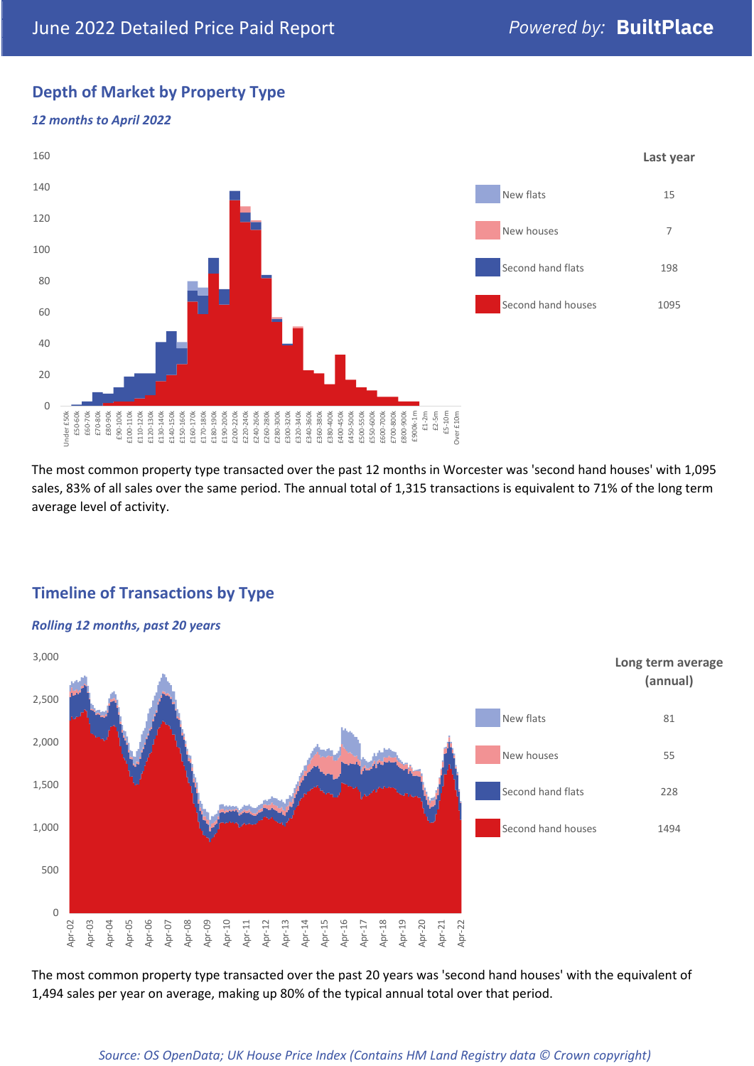June 2022 Detailed Price Paid Report

Powered by: **BuiltPlace**

## Depth of Market by Property Type

*12 months to April 2022*

160
140
120
100
80
60
40
20
0

Under £50k, £50-60k, £60-70k, £70-80k, £80-90k, £90-100k, £100-110k, £110-120k, £120-130k, £130-140k, £140-150k, £150-160k, £160-170k, £170-180k, £180-190k, £190-200k, £200-220k, £220-240k, £240-260k, £260-280k, £280-300k, £300-320k, £320-340k, £340-360k, £360-380k, £380-400k, £400-450k, £450-500k, £500-550k, £550-600k, £600-700k, £700-800k, £800-900k, £900k-1m, £1-2m, £2-5m, £5-10m, Over £10m

Last year

New flats 15
New houses 7
Second hand flats 198
Second hand houses 1095

The most common property type transacted over the past 12 months in Worcester was 'second hand houses' with 1,095 sales, 83% of all sales over the same period. The annual total of 1,315 transactions is equivalent to 71% of the long term average level of activity.

## Timeline of Transactions by Type

*Rolling 12 months, past 20 years*

3,000
2,500
2,000
1,500
1,000
500
0

Apr-02, Apr-03, Apr-04, Apr-05, Apr-06, Apr-07, Apr-08, Apr-09, Apr-10, Apr-11, Apr-12, Apr-13, Apr-14, Apr-15, Apr-16, Apr-17, Apr-18, Apr-19, Apr-20, Apr-21, Apr-22

Long term average (annual)

New flats 81
New houses 55
Second hand flats 228
Second hand houses 1494

The most common property type transacted over the past 20 years was 'second hand houses' with the equivalent of 1,494 sales per year on average, making up 80% of the typical annual total over that period.

*Source: OS OpenData; UK House Price Index (Contains HM Land Registry data © Crown copyright)*